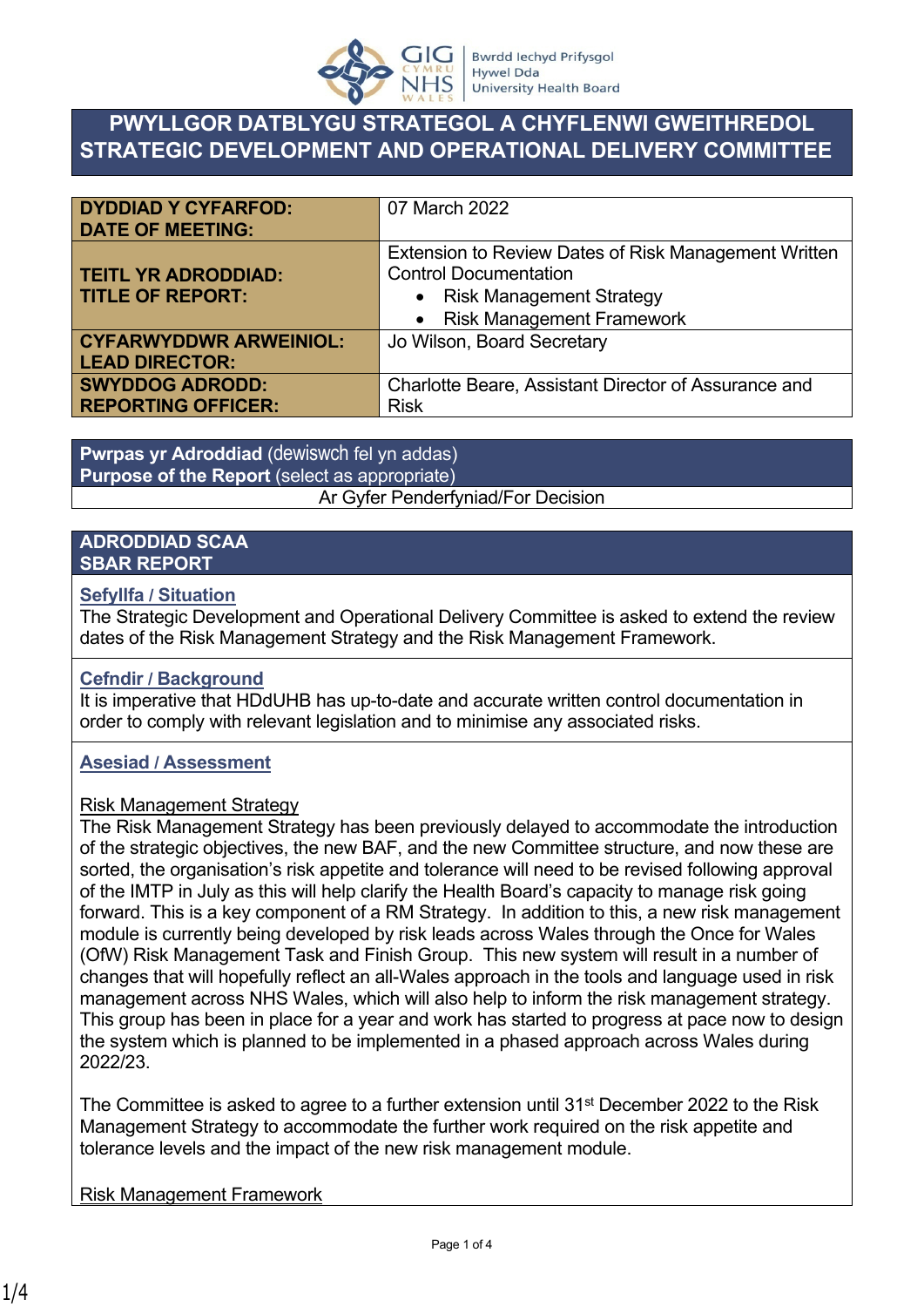# PWYLLGOR DATBLYGU STRATEGOL A CHYFLENWI GWEITHREDOL
# STRATEGIC DEVELOPMENT AND OPERATIONAL DELIVERY COMMITTEE

| | |
|---|---|
| **DYDDIAD Y CYFARFOD: DATE OF MEETING:** | 07 March 2022 |
| **TEITL YR ADRODDIAD: TITLE OF REPORT:** | Extension to Review Dates of Risk Management Written Control Documentation<br>• Risk Management Strategy<br>• Risk Management Framework |
| **CYFARWYDDWR ARWEINIOL: LEAD DIRECTOR:** | Jo Wilson, Board Secretary |
| **SWYDDOG ADRODD: REPORTING OFFICER:** | Charlotte Beare, Assistant Director of Assurance and Risk |

| **Pwrpas yr Adroddiad** (dewiswch fel yn addas)<br>**Purpose of the Report** (select as appropriate) |
|---|
| Ar Gyfer Penderfyniad/For Decision |

## ADRODDIAD SCAA
## SBAR REPORT

### Sefyllfa / Situation

The Strategic Development and Operational Delivery Committee is asked to extend the review dates of the Risk Management Strategy and the Risk Management Framework.

### Cefndir / Background

It is imperative that HDdUHB has up-to-date and accurate written control documentation in order to comply with relevant legislation and to minimise any associated risks.

### Asesiad / Assessment

Risk Management Strategy

The Risk Management Strategy has been previously delayed to accommodate the introduction of the strategic objectives, the new BAF, and the new Committee structure, and now these are sorted, the organisation's risk appetite and tolerance will need to be revised following approval of the IMTP in July as this will help clarify the Health Board's capacity to manage risk going forward. This is a key component of a RM Strategy. In addition to this, a new risk management module is currently being developed by risk leads across Wales through the Once for Wales (OfW) Risk Management Task and Finish Group. This new system will result in a number of changes that will hopefully reflect an all-Wales approach in the tools and language used in risk management across NHS Wales, which will also help to inform the risk management strategy. This group has been in place for a year and work has started to progress at pace now to design the system which is planned to be implemented in a phased approach across Wales during 2022/23.

The Committee is asked to agree to a further extension until 31st December 2022 to the Risk Management Strategy to accommodate the further work required on the risk appetite and tolerance levels and the impact of the new risk management module.

Risk Management Framework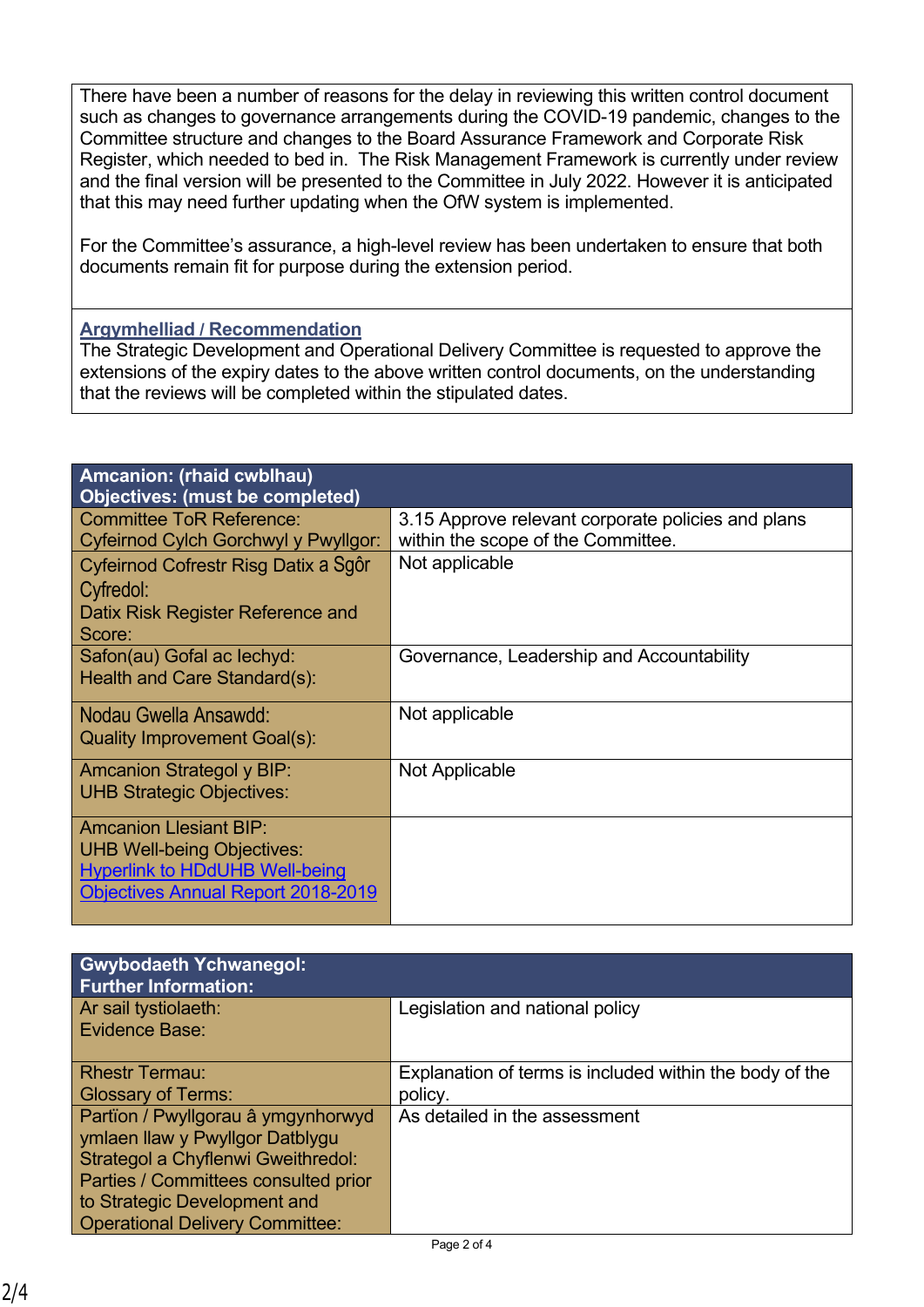There have been a number of reasons for the delay in reviewing this written control document such as changes to governance arrangements during the COVID-19 pandemic, changes to the Committee structure and changes to the Board Assurance Framework and Corporate Risk Register, which needed to bed in. The Risk Management Framework is currently under review and the final version will be presented to the Committee in July 2022. However it is anticipated that this may need further updating when the OfW system is implemented.

For the Committee's assurance, a high-level review has been undertaken to ensure that both documents remain fit for purpose during the extension period.

**Argymhelliad / Recommendation**

The Strategic Development and Operational Delivery Committee is requested to approve the extensions of the expiry dates to the above written control documents, on the understanding that the reviews will be completed within the stipulated dates.

| **Amcanion: (rhaid cwblhau)**<br>**Objectives: (must be completed)** | |
|---|---|
| Committee ToR Reference:<br>Cyfeirnod Cylch Gorchwyl y Pwyllgor: | 3.15 Approve relevant corporate policies and plans within the scope of the Committee. |
| Cyfeirnod Cofrestr Risg Datix a Sgôr Cyfredol:<br>Datix Risk Register Reference and Score: | Not applicable |
| Safon(au) Gofal ac Iechyd:<br>Health and Care Standard(s): | Governance, Leadership and Accountability |
| Nodau Gwella Ansawdd:<br>Quality Improvement Goal(s): | Not applicable |
| Amcanion Strategol y BIP:<br>UHB Strategic Objectives: | Not Applicable |
| Amcanion Llesiant BIP:<br>UHB Well-being Objectives:<br>[Hyperlink to HDdUHB Well-being Objectives Annual Report 2018-2019]() | |

| **Gwybodaeth Ychwanegol:**<br>**Further Information:** | |
|---|---|
| Ar sail tystiolaeth:<br>Evidence Base: | Legislation and national policy |
| Rhestr Termau:<br>Glossary of Terms: | Explanation of terms is included within the body of the policy. |
| Partïon / Pwyllgorau â ymgynhorwyd ymlaen llaw y Pwyllgor Datblygu Strategol a Chyflenwi Gweithredol:<br>Parties / Committees consulted prior to Strategic Development and Operational Delivery Committee: | As detailed in the assessment |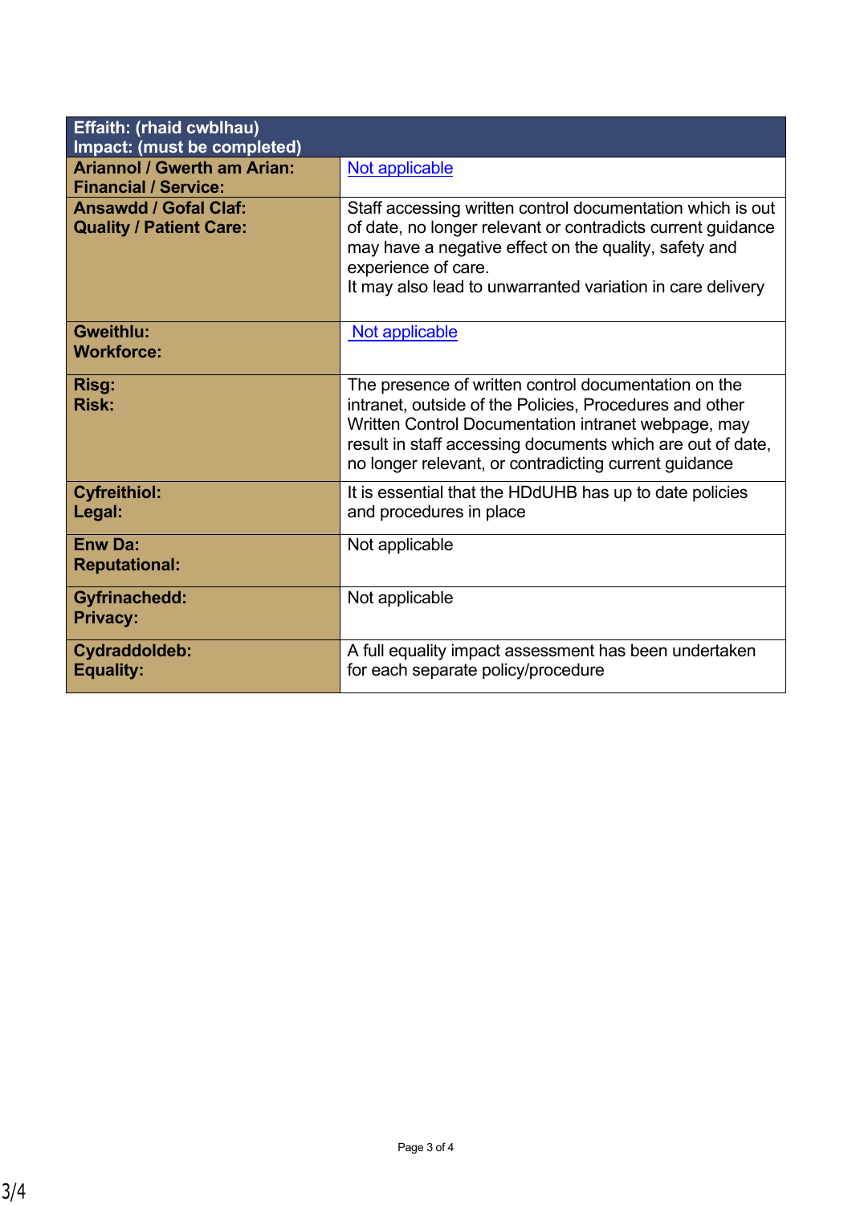| **Effaith: (rhaid cwblhau)**<br>**Impact: (must be completed)** | |
|---|---|
| **Ariannol / Gwerth am Arian:**<br>**Financial / Service:** | Not applicable |
| **Ansawdd / Gofal Claf:**<br>**Quality / Patient Care:** | Staff accessing written control documentation which is out of date, no longer relevant or contradicts current guidance may have a negative effect on the quality, safety and experience of care.<br>It may also lead to unwarranted variation in care delivery |
| **Gweithlu:**<br>**Workforce:** | Not applicable |
| **Risg:**<br>**Risk:** | The presence of written control documentation on the intranet, outside of the Policies, Procedures and other Written Control Documentation intranet webpage, may result in staff accessing documents which are out of date, no longer relevant, or contradicting current guidance |
| **Cyfreithiol:**<br>**Legal:** | It is essential that the HDdUHB has up to date policies and procedures in place |
| **Enw Da:**<br>**Reputational:** | Not applicable |
| **Gyfrinachedd:**<br>**Privacy:** | Not applicable |
| **Cydraddoldeb:**<br>**Equality:** | A full equality impact assessment has been undertaken for each separate policy/procedure |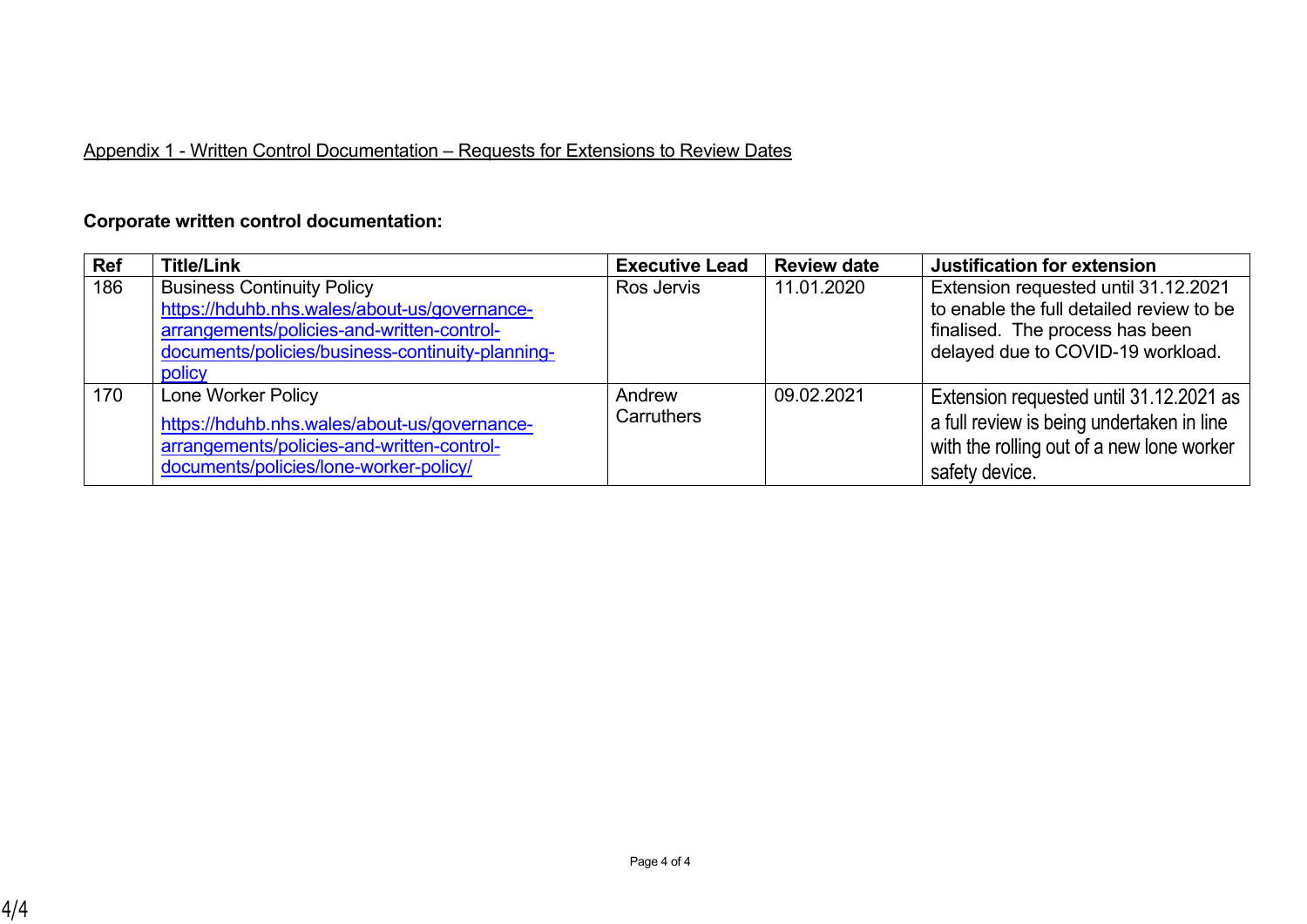Appendix 1 - Written Control Documentation – Requests for Extensions to Review Dates

**Corporate written control documentation:**

| Ref | Title/Link | Executive Lead | Review date | Justification for extension |
|---|---|---|---|---|
| 186 | Business Continuity Policy https://hduhb.nhs.wales/about-us/governance-arrangements/policies-and-written-control-documents/policies/business-continuity-planning-policy | Ros Jervis | 11.01.2020 | Extension requested until 31.12.2021 to enable the full detailed review to be finalised. The process has been delayed due to COVID-19 workload. |
| 170 | Lone Worker Policy https://hduhb.nhs.wales/about-us/governance-arrangements/policies-and-written-control-documents/policies/lone-worker-policy/ | Andrew Carruthers | 09.02.2021 | Extension requested until 31.12.2021 as a full review is being undertaken in line with the rolling out of a new lone worker safety device. |